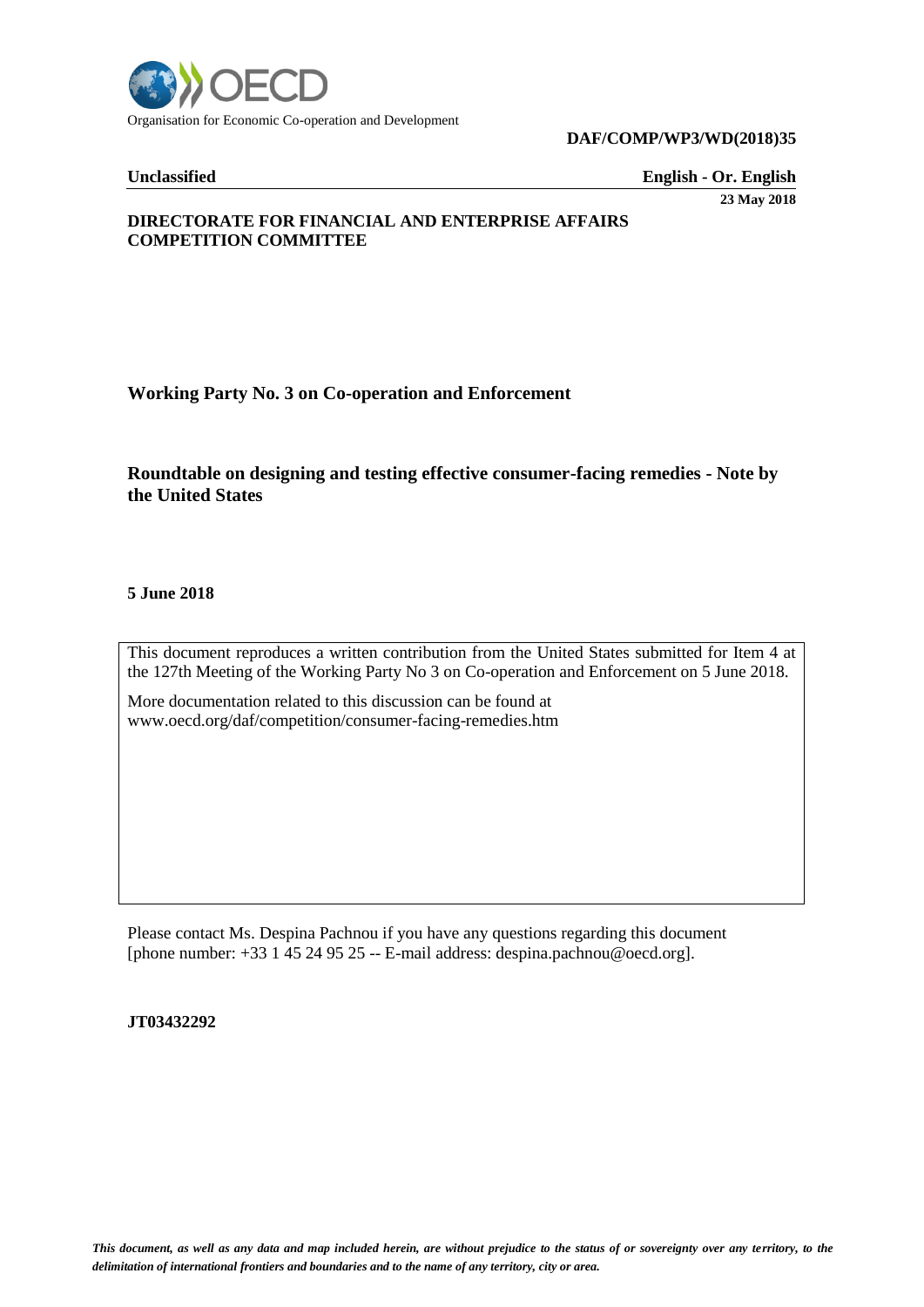Organisation for Economic Co-operation and Development

**DAF/COMP/WP3/WD(2018)35**

**Unclassified** **English - Or. English**

**23 May 2018**

**DIRECTORATE FOR FINANCIAL AND ENTERPRISE AFFAIRS**
**COMPETITION COMMITTEE**

## Working Party No. 3 on Co-operation and Enforcement

## Roundtable on designing and testing effective consumer-facing remedies - Note by the United States

**5 June 2018**

This document reproduces a written contribution from the United States submitted for Item 4 at the 127th Meeting of the Working Party No 3 on Co-operation and Enforcement on 5 June 2018.

More documentation related to this discussion can be found at www.oecd.org/daf/competition/consumer-facing-remedies.htm

Please contact Ms. Despina Pachnou if you have any questions regarding this document [phone number: +33 1 45 24 95 25 -- E-mail address: despina.pachnou@oecd.org].

**JT03432292**

*This document, as well as any data and map included herein, are without prejudice to the status of or sovereignty over any territory, to the delimitation of international frontiers and boundaries and to the name of any territory, city or area.*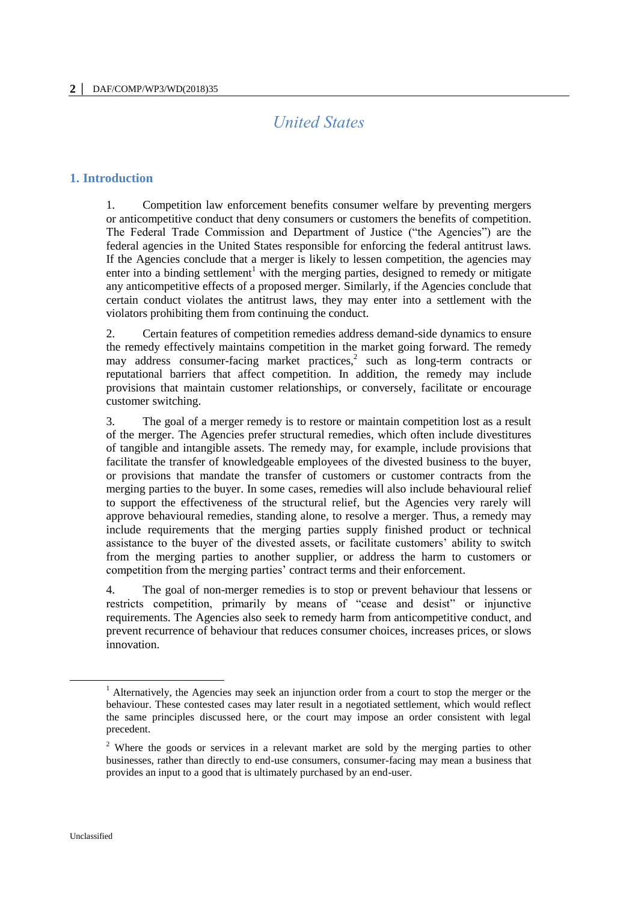# United States

## 1. Introduction

1. Competition law enforcement benefits consumer welfare by preventing mergers or anticompetitive conduct that deny consumers or customers the benefits of competition. The Federal Trade Commission and Department of Justice ("the Agencies") are the federal agencies in the United States responsible for enforcing the federal antitrust laws. If the Agencies conclude that a merger is likely to lessen competition, the agencies may enter into a binding settlement[1] with the merging parties, designed to remedy or mitigate any anticompetitive effects of a proposed merger. Similarly, if the Agencies conclude that certain conduct violates the antitrust laws, they may enter into a settlement with the violators prohibiting them from continuing the conduct.

2. Certain features of competition remedies address demand-side dynamics to ensure the remedy effectively maintains competition in the market going forward. The remedy may address consumer-facing market practices,[2] such as long-term contracts or reputational barriers that affect competition. In addition, the remedy may include provisions that maintain customer relationships, or conversely, facilitate or encourage customer switching.

3. The goal of a merger remedy is to restore or maintain competition lost as a result of the merger. The Agencies prefer structural remedies, which often include divestitures of tangible and intangible assets. The remedy may, for example, include provisions that facilitate the transfer of knowledgeable employees of the divested business to the buyer, or provisions that mandate the transfer of customers or customer contracts from the merging parties to the buyer. In some cases, remedies will also include behavioural relief to support the effectiveness of the structural relief, but the Agencies very rarely will approve behavioural remedies, standing alone, to resolve a merger. Thus, a remedy may include requirements that the merging parties supply finished product or technical assistance to the buyer of the divested assets, or facilitate customers' ability to switch from the merging parties to another supplier, or address the harm to customers or competition from the merging parties' contract terms and their enforcement.

4. The goal of non-merger remedies is to stop or prevent behaviour that lessens or restricts competition, primarily by means of "cease and desist" or injunctive requirements. The Agencies also seek to remedy harm from anticompetitive conduct, and prevent recurrence of behaviour that reduces consumer choices, increases prices, or slows innovation.

---

[1] Alternatively, the Agencies may seek an injunction order from a court to stop the merger or the behaviour. These contested cases may later result in a negotiated settlement, which would reflect the same principles discussed here, or the court may impose an order consistent with legal precedent.

[2] Where the goods or services in a relevant market are sold by the merging parties to other businesses, rather than directly to end-use consumers, consumer-facing may mean a business that provides an input to a good that is ultimately purchased by an end-user.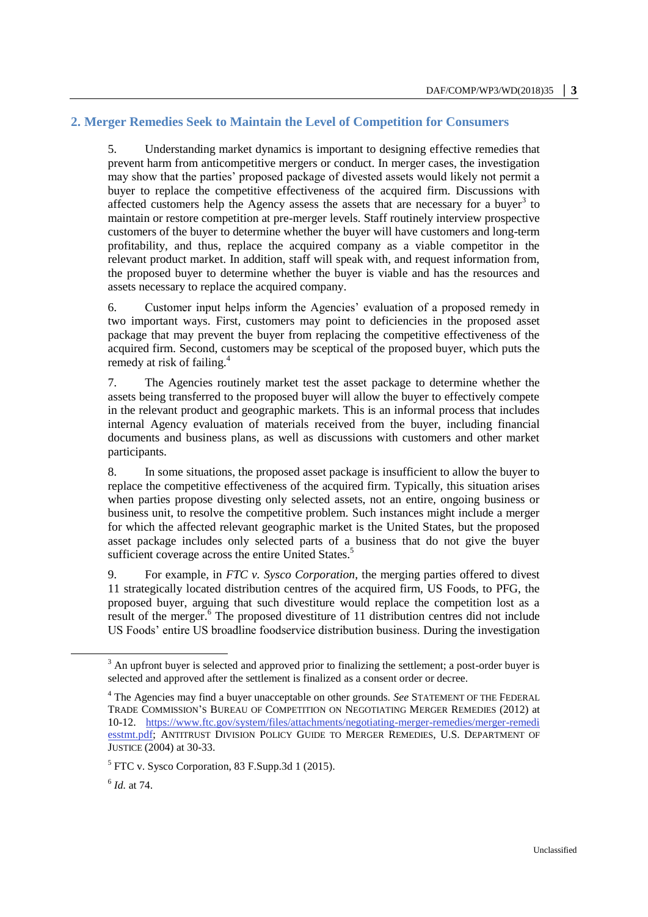## 2. Merger Remedies Seek to Maintain the Level of Competition for Consumers

5. Understanding market dynamics is important to designing effective remedies that prevent harm from anticompetitive mergers or conduct. In merger cases, the investigation may show that the parties' proposed package of divested assets would likely not permit a buyer to replace the competitive effectiveness of the acquired firm. Discussions with affected customers help the Agency assess the assets that are necessary for a buyer[3] to maintain or restore competition at pre-merger levels. Staff routinely interview prospective customers of the buyer to determine whether the buyer will have customers and long-term profitability, and thus, replace the acquired company as a viable competitor in the relevant product market. In addition, staff will speak with, and request information from, the proposed buyer to determine whether the buyer is viable and has the resources and assets necessary to replace the acquired company.

6. Customer input helps inform the Agencies' evaluation of a proposed remedy in two important ways. First, customers may point to deficiencies in the proposed asset package that may prevent the buyer from replacing the competitive effectiveness of the acquired firm. Second, customers may be sceptical of the proposed buyer, which puts the remedy at risk of failing.[4]

7. The Agencies routinely market test the asset package to determine whether the assets being transferred to the proposed buyer will allow the buyer to effectively compete in the relevant product and geographic markets. This is an informal process that includes internal Agency evaluation of materials received from the buyer, including financial documents and business plans, as well as discussions with customers and other market participants.

8. In some situations, the proposed asset package is insufficient to allow the buyer to replace the competitive effectiveness of the acquired firm. Typically, this situation arises when parties propose divesting only selected assets, not an entire, ongoing business or business unit, to resolve the competitive problem. Such instances might include a merger for which the affected relevant geographic market is the United States, but the proposed asset package includes only selected parts of a business that do not give the buyer sufficient coverage across the entire United States.[5]

9. For example, in *FTC v. Sysco Corporation*, the merging parties offered to divest 11 strategically located distribution centres of the acquired firm, US Foods, to PFG, the proposed buyer, arguing that such divestiture would replace the competition lost as a result of the merger.[6] The proposed divestiture of 11 distribution centres did not include US Foods' entire US broadline foodservice distribution business. During the investigation

---

[3] An upfront buyer is selected and approved prior to finalizing the settlement; a post-order buyer is selected and approved after the settlement is finalized as a consent order or decree.

[4] The Agencies may find a buyer unacceptable on other grounds. *See* STATEMENT OF THE FEDERAL TRADE COMMISSION'S BUREAU OF COMPETITION ON NEGOTIATING MERGER REMEDIES (2012) at 10-12. https://www.ftc.gov/system/files/attachments/negotiating-merger-remedies/merger-remediesstmt.pdf; ANTITRUST DIVISION POLICY GUIDE TO MERGER REMEDIES, U.S. DEPARTMENT OF JUSTICE (2004) at 30-33.

[5] FTC v. Sysco Corporation, 83 F.Supp.3d 1 (2015).

[6] *Id.* at 74.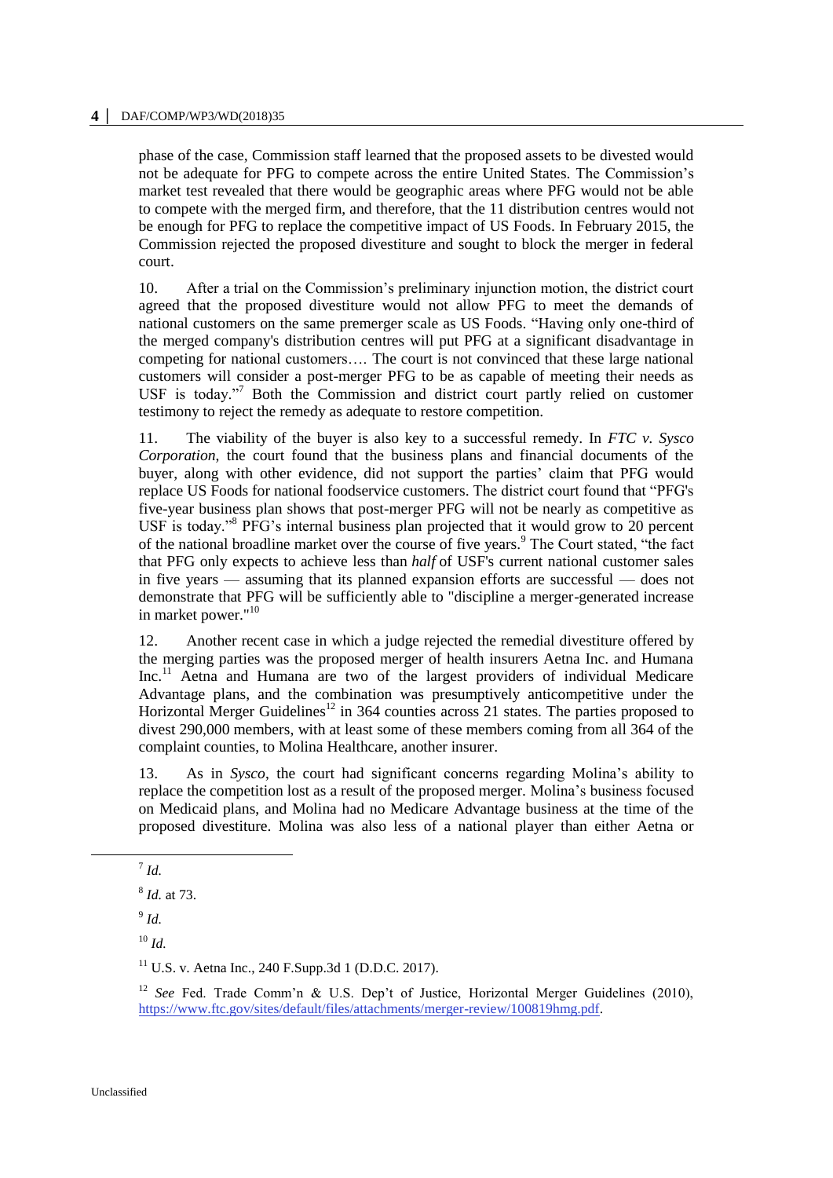phase of the case, Commission staff learned that the proposed assets to be divested would not be adequate for PFG to compete across the entire United States. The Commission's market test revealed that there would be geographic areas where PFG would not be able to compete with the merged firm, and therefore, that the 11 distribution centres would not be enough for PFG to replace the competitive impact of US Foods. In February 2015, the Commission rejected the proposed divestiture and sought to block the merger in federal court.

10. After a trial on the Commission's preliminary injunction motion, the district court agreed that the proposed divestiture would not allow PFG to meet the demands of national customers on the same premerger scale as US Foods. "Having only one-third of the merged company's distribution centres will put PFG at a significant disadvantage in competing for national customers…. The court is not convinced that these large national customers will consider a post-merger PFG to be as capable of meeting their needs as USF is today."[7] Both the Commission and district court partly relied on customer testimony to reject the remedy as adequate to restore competition.

11. The viability of the buyer is also key to a successful remedy. In *FTC v. Sysco Corporation*, the court found that the business plans and financial documents of the buyer, along with other evidence, did not support the parties' claim that PFG would replace US Foods for national foodservice customers. The district court found that "PFG's five-year business plan shows that post-merger PFG will not be nearly as competitive as USF is today."[8] PFG's internal business plan projected that it would grow to 20 percent of the national broadline market over the course of five years.[9] The Court stated, "the fact that PFG only expects to achieve less than *half* of USF's current national customer sales in five years — assuming that its planned expansion efforts are successful — does not demonstrate that PFG will be sufficiently able to "discipline a merger-generated increase in market power."[10]

12. Another recent case in which a judge rejected the remedial divestiture offered by the merging parties was the proposed merger of health insurers Aetna Inc. and Humana Inc.[11] Aetna and Humana are two of the largest providers of individual Medicare Advantage plans, and the combination was presumptively anticompetitive under the Horizontal Merger Guidelines[12] in 364 counties across 21 states. The parties proposed to divest 290,000 members, with at least some of these members coming from all 364 of the complaint counties, to Molina Healthcare, another insurer.

13. As in *Sysco*, the court had significant concerns regarding Molina's ability to replace the competition lost as a result of the proposed merger. Molina's business focused on Medicaid plans, and Molina had no Medicare Advantage business at the time of the proposed divestiture. Molina was also less of a national player than either Aetna or

---

[7] *Id.*

[8] *Id.* at 73.

[9] *Id.*

[10] *Id.*

[11] U.S. v. Aetna Inc., 240 F.Supp.3d 1 (D.D.C. 2017).

[12] *See* Fed. Trade Comm'n & U.S. Dep't of Justice, Horizontal Merger Guidelines (2010), https://www.ftc.gov/sites/default/files/attachments/merger-review/100819hmg.pdf.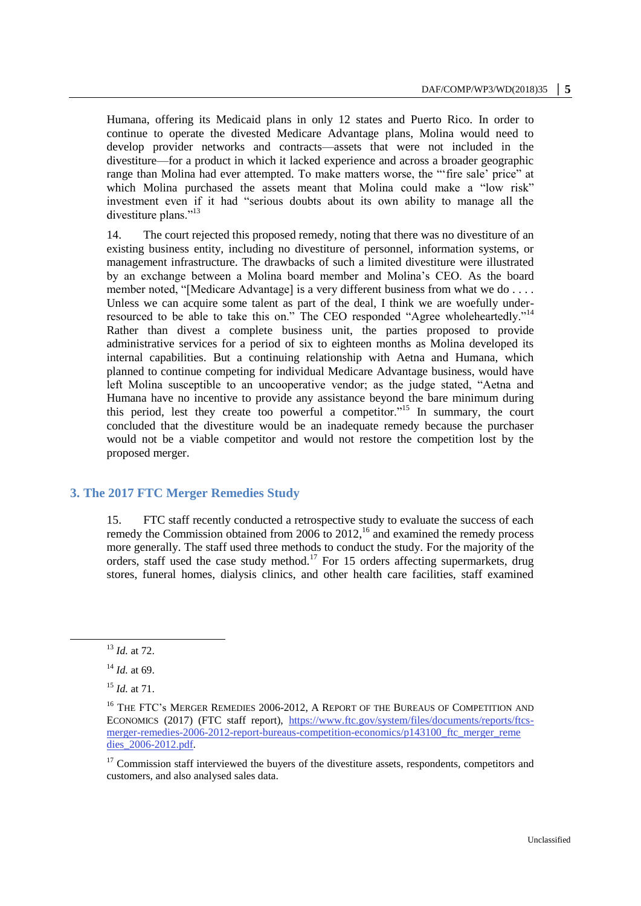Humana, offering its Medicaid plans in only 12 states and Puerto Rico. In order to continue to operate the divested Medicare Advantage plans, Molina would need to develop provider networks and contracts—assets that were not included in the divestiture—for a product in which it lacked experience and across a broader geographic range than Molina had ever attempted. To make matters worse, the "'fire sale' price" at which Molina purchased the assets meant that Molina could make a "low risk" investment even if it had "serious doubts about its own ability to manage all the divestiture plans."[13]

14. The court rejected this proposed remedy, noting that there was no divestiture of an existing business entity, including no divestiture of personnel, information systems, or management infrastructure. The drawbacks of such a limited divestiture were illustrated by an exchange between a Molina board member and Molina's CEO. As the board member noted, "[Medicare Advantage] is a very different business from what we do . . . . Unless we can acquire some talent as part of the deal, I think we are woefully under-resourced to be able to take this on." The CEO responded "Agree wholeheartedly."[14] Rather than divest a complete business unit, the parties proposed to provide administrative services for a period of six to eighteen months as Molina developed its internal capabilities. But a continuing relationship with Aetna and Humana, which planned to continue competing for individual Medicare Advantage business, would have left Molina susceptible to an uncooperative vendor; as the judge stated, "Aetna and Humana have no incentive to provide any assistance beyond the bare minimum during this period, lest they create too powerful a competitor."[15] In summary, the court concluded that the divestiture would be an inadequate remedy because the purchaser would not be a viable competitor and would not restore the competition lost by the proposed merger.

## 3. The 2017 FTC Merger Remedies Study

15. FTC staff recently conducted a retrospective study to evaluate the success of each remedy the Commission obtained from 2006 to 2012,[16] and examined the remedy process more generally. The staff used three methods to conduct the study. For the majority of the orders, staff used the case study method.[17] For 15 orders affecting supermarkets, drug stores, funeral homes, dialysis clinics, and other health care facilities, staff examined

---

[13] *Id.* at 72.

[14] *Id.* at 69.

[15] *Id.* at 71.

[16] THE FTC's MERGER REMEDIES 2006-2012, A REPORT OF THE BUREAUS OF COMPETITION AND ECONOMICS (2017) (FTC staff report), https://www.ftc.gov/system/files/documents/reports/ftcs-merger-remedies-2006-2012-report-bureaus-competition-economics/p143100_ftc_merger_remedies_2006-2012.pdf.

[17] Commission staff interviewed the buyers of the divestiture assets, respondents, competitors and customers, and also analysed sales data.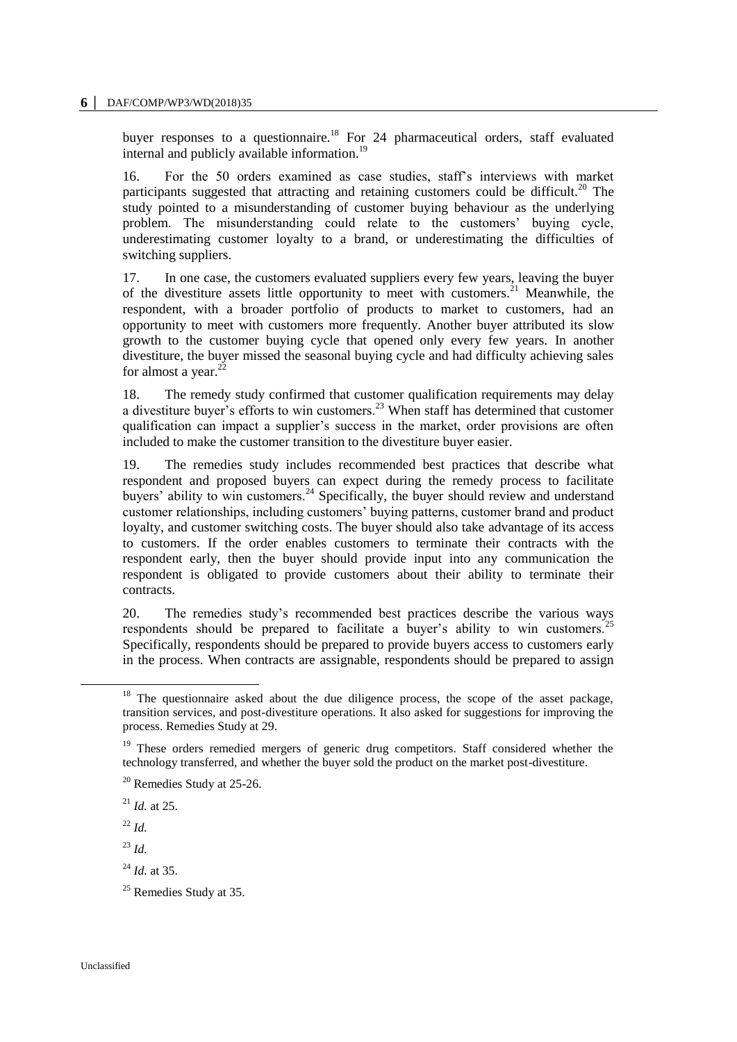buyer responses to a questionnaire.[18] For 24 pharmaceutical orders, staff evaluated internal and publicly available information.[19]

16. For the 50 orders examined as case studies, staff's interviews with market participants suggested that attracting and retaining customers could be difficult.[20] The study pointed to a misunderstanding of customer buying behaviour as the underlying problem. The misunderstanding could relate to the customers' buying cycle, underestimating customer loyalty to a brand, or underestimating the difficulties of switching suppliers.

17. In one case, the customers evaluated suppliers every few years, leaving the buyer of the divestiture assets little opportunity to meet with customers.[21] Meanwhile, the respondent, with a broader portfolio of products to market to customers, had an opportunity to meet with customers more frequently. Another buyer attributed its slow growth to the customer buying cycle that opened only every few years. In another divestiture, the buyer missed the seasonal buying cycle and had difficulty achieving sales for almost a year.[22]

18. The remedy study confirmed that customer qualification requirements may delay a divestiture buyer's efforts to win customers.[23] When staff has determined that customer qualification can impact a supplier's success in the market, order provisions are often included to make the customer transition to the divestiture buyer easier.

19. The remedies study includes recommended best practices that describe what respondent and proposed buyers can expect during the remedy process to facilitate buyers' ability to win customers.[24] Specifically, the buyer should review and understand customer relationships, including customers' buying patterns, customer brand and product loyalty, and customer switching costs. The buyer should also take advantage of its access to customers. If the order enables customers to terminate their contracts with the respondent early, then the buyer should provide input into any communication the respondent is obligated to provide customers about their ability to terminate their contracts.

20. The remedies study's recommended best practices describe the various ways respondents should be prepared to facilitate a buyer's ability to win customers.[25] Specifically, respondents should be prepared to provide buyers access to customers early in the process. When contracts are assignable, respondents should be prepared to assign

[18] The questionnaire asked about the due diligence process, the scope of the asset package, transition services, and post-divestiture operations. It also asked for suggestions for improving the process. Remedies Study at 29.

[19] These orders remedied mergers of generic drug competitors. Staff considered whether the technology transferred, and whether the buyer sold the product on the market post-divestiture.

[20] Remedies Study at 25-26.

[21] *Id.* at 25.

[22] *Id.*

[23] *Id.*

[24] *Id.* at 35.

[25] Remedies Study at 35.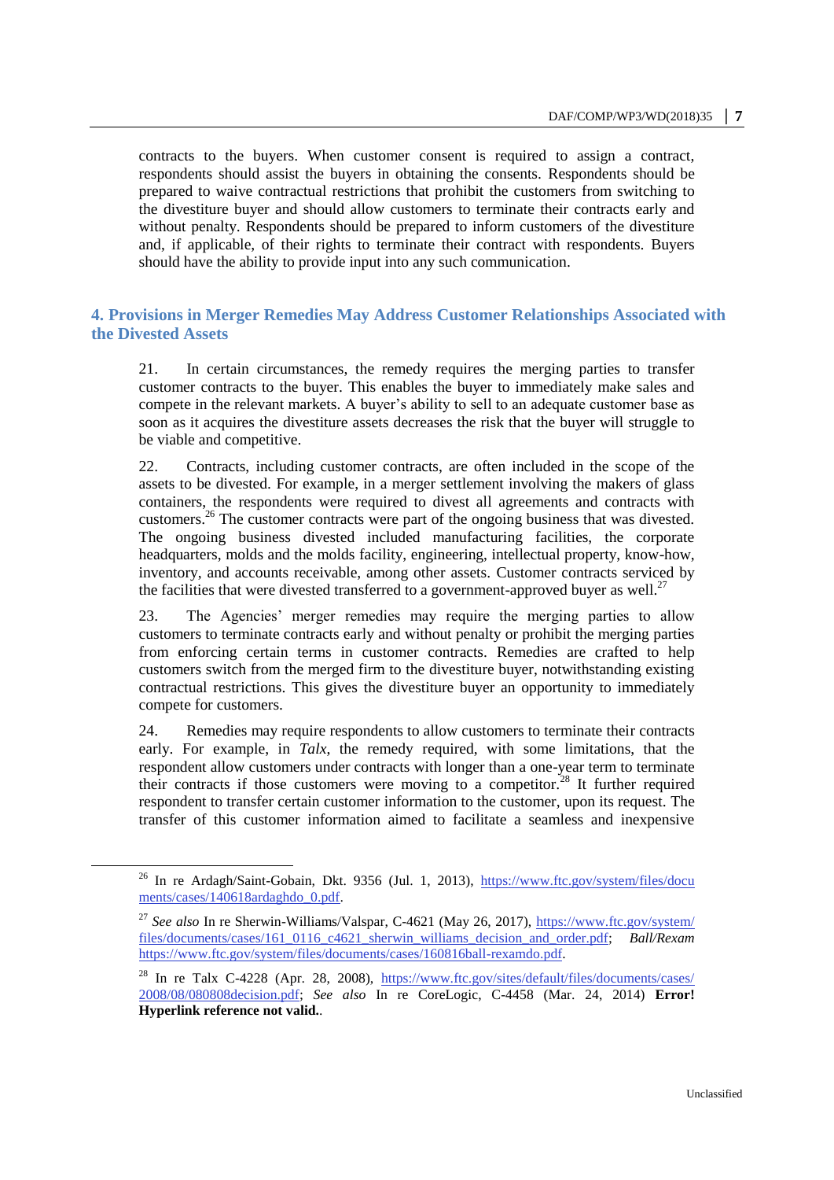contracts to the buyers. When customer consent is required to assign a contract, respondents should assist the buyers in obtaining the consents. Respondents should be prepared to waive contractual restrictions that prohibit the customers from switching to the divestiture buyer and should allow customers to terminate their contracts early and without penalty. Respondents should be prepared to inform customers of the divestiture and, if applicable, of their rights to terminate their contract with respondents. Buyers should have the ability to provide input into any such communication.

## 4. Provisions in Merger Remedies May Address Customer Relationships Associated with the Divested Assets

21. In certain circumstances, the remedy requires the merging parties to transfer customer contracts to the buyer. This enables the buyer to immediately make sales and compete in the relevant markets. A buyer's ability to sell to an adequate customer base as soon as it acquires the divestiture assets decreases the risk that the buyer will struggle to be viable and competitive.

22. Contracts, including customer contracts, are often included in the scope of the assets to be divested. For example, in a merger settlement involving the makers of glass containers, the respondents were required to divest all agreements and contracts with customers.[26] The customer contracts were part of the ongoing business that was divested. The ongoing business divested included manufacturing facilities, the corporate headquarters, molds and the molds facility, engineering, intellectual property, know-how, inventory, and accounts receivable, among other assets. Customer contracts serviced by the facilities that were divested transferred to a government-approved buyer as well.[27]

23. The Agencies' merger remedies may require the merging parties to allow customers to terminate contracts early and without penalty or prohibit the merging parties from enforcing certain terms in customer contracts. Remedies are crafted to help customers switch from the merged firm to the divestiture buyer, notwithstanding existing contractual restrictions. This gives the divestiture buyer an opportunity to immediately compete for customers.

24. Remedies may require respondents to allow customers to terminate their contracts early. For example, in *Talx*, the remedy required, with some limitations, that the respondent allow customers under contracts with longer than a one-year term to terminate their contracts if those customers were moving to a competitor.[28] It further required respondent to transfer certain customer information to the customer, upon its request. The transfer of this customer information aimed to facilitate a seamless and inexpensive

---

[26] In re Ardagh/Saint-Gobain, Dkt. 9356 (Jul. 1, 2013), https://www.ftc.gov/system/files/documents/cases/140618ardaghdo_0.pdf.

[27] *See also* In re Sherwin-Williams/Valspar, C-4621 (May 26, 2017), https://www.ftc.gov/system/files/documents/cases/161_0116_c4621_sherwin_williams_decision_and_order.pdf; *Ball/Rexam* https://www.ftc.gov/system/files/documents/cases/160816ball-rexamdo.pdf.

[28] In re Talx C-4228 (Apr. 28, 2008), https://www.ftc.gov/sites/default/files/documents/cases/2008/08/080808decision.pdf; *See also* In re CoreLogic, C-4458 (Mar. 24, 2014) **Error! Hyperlink reference not valid.**.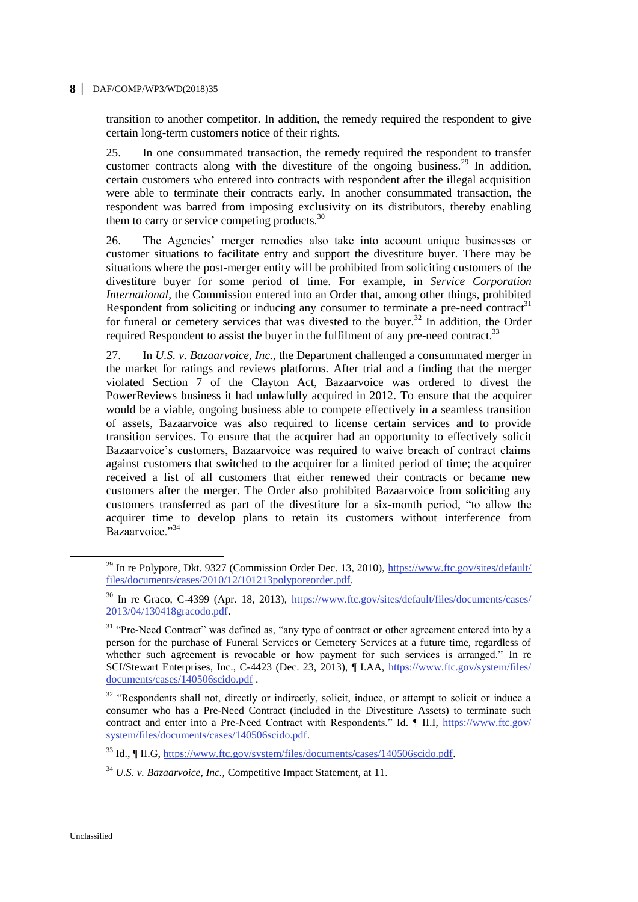transition to another competitor. In addition, the remedy required the respondent to give certain long-term customers notice of their rights.

25. In one consummated transaction, the remedy required the respondent to transfer customer contracts along with the divestiture of the ongoing business.[29] In addition, certain customers who entered into contracts with respondent after the illegal acquisition were able to terminate their contracts early. In another consummated transaction, the respondent was barred from imposing exclusivity on its distributors, thereby enabling them to carry or service competing products.[30]

26. The Agencies' merger remedies also take into account unique businesses or customer situations to facilitate entry and support the divestiture buyer. There may be situations where the post-merger entity will be prohibited from soliciting customers of the divestiture buyer for some period of time. For example, in *Service Corporation International*, the Commission entered into an Order that, among other things, prohibited Respondent from soliciting or inducing any consumer to terminate a pre-need contract[31] for funeral or cemetery services that was divested to the buyer.[32] In addition, the Order required Respondent to assist the buyer in the fulfilment of any pre-need contract.[33]

27. In *U.S. v. Bazaarvoice, Inc.*, the Department challenged a consummated merger in the market for ratings and reviews platforms. After trial and a finding that the merger violated Section 7 of the Clayton Act, Bazaarvoice was ordered to divest the PowerReviews business it had unlawfully acquired in 2012. To ensure that the acquirer would be a viable, ongoing business able to compete effectively in a seamless transition of assets, Bazaarvoice was also required to license certain services and to provide transition services. To ensure that the acquirer had an opportunity to effectively solicit Bazaarvoice's customers, Bazaarvoice was required to waive breach of contract claims against customers that switched to the acquirer for a limited period of time; the acquirer received a list of all customers that either renewed their contracts or became new customers after the merger. The Order also prohibited Bazaarvoice from soliciting any customers transferred as part of the divestiture for a six-month period, "to allow the acquirer time to develop plans to retain its customers without interference from Bazaarvoice."[34]

---

[29] In re Polypore, Dkt. 9327 (Commission Order Dec. 13, 2010), https://www.ftc.gov/sites/default/files/documents/cases/2010/12/101213polyporeorder.pdf.

[30] In re Graco, C-4399 (Apr. 18, 2013), https://www.ftc.gov/sites/default/files/documents/cases/2013/04/130418gracodo.pdf.

[31] "Pre-Need Contract" was defined as, "any type of contract or other agreement entered into by a person for the purchase of Funeral Services or Cemetery Services at a future time, regardless of whether such agreement is revocable or how payment for such services is arranged." In re SCI/Stewart Enterprises, Inc., C-4423 (Dec. 23, 2013), ¶ I.AA, https://www.ftc.gov/system/files/documents/cases/140506scido.pdf .

[32] "Respondents shall not, directly or indirectly, solicit, induce, or attempt to solicit or induce a consumer who has a Pre-Need Contract (included in the Divestiture Assets) to terminate such contract and enter into a Pre-Need Contract with Respondents." Id. ¶ II.I, https://www.ftc.gov/system/files/documents/cases/140506scido.pdf.

[33] Id., ¶ II.G, https://www.ftc.gov/system/files/documents/cases/140506scido.pdf.

[34] *U.S. v. Bazaarvoice, Inc.*, Competitive Impact Statement, at 11.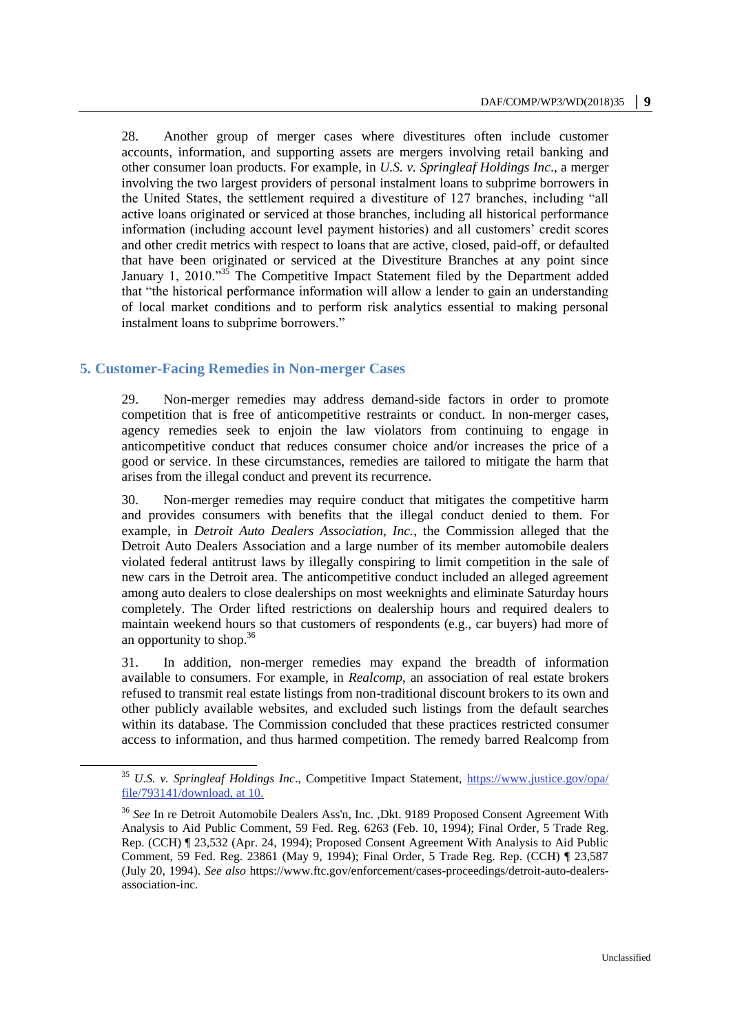28. Another group of merger cases where divestitures often include customer accounts, information, and supporting assets are mergers involving retail banking and other consumer loan products. For example, in *U.S. v. Springleaf Holdings Inc*., a merger involving the two largest providers of personal instalment loans to subprime borrowers in the United States, the settlement required a divestiture of 127 branches, including "all active loans originated or serviced at those branches, including all historical performance information (including account level payment histories) and all customers' credit scores and other credit metrics with respect to loans that are active, closed, paid-off, or defaulted that have been originated or serviced at the Divestiture Branches at any point since January 1, 2010."[35] The Competitive Impact Statement filed by the Department added that "the historical performance information will allow a lender to gain an understanding of local market conditions and to perform risk analytics essential to making personal instalment loans to subprime borrowers."

## 5. Customer-Facing Remedies in Non-merger Cases

29. Non-merger remedies may address demand-side factors in order to promote competition that is free of anticompetitive restraints or conduct. In non-merger cases, agency remedies seek to enjoin the law violators from continuing to engage in anticompetitive conduct that reduces consumer choice and/or increases the price of a good or service. In these circumstances, remedies are tailored to mitigate the harm that arises from the illegal conduct and prevent its recurrence.

30. Non-merger remedies may require conduct that mitigates the competitive harm and provides consumers with benefits that the illegal conduct denied to them. For example, in *Detroit Auto Dealers Association, Inc.*, the Commission alleged that the Detroit Auto Dealers Association and a large number of its member automobile dealers violated federal antitrust laws by illegally conspiring to limit competition in the sale of new cars in the Detroit area. The anticompetitive conduct included an alleged agreement among auto dealers to close dealerships on most weeknights and eliminate Saturday hours completely. The Order lifted restrictions on dealership hours and required dealers to maintain weekend hours so that customers of respondents (e.g., car buyers) had more of an opportunity to shop.[36]

31. In addition, non-merger remedies may expand the breadth of information available to consumers. For example, in *Realcomp*, an association of real estate brokers refused to transmit real estate listings from non-traditional discount brokers to its own and other publicly available websites, and excluded such listings from the default searches within its database. The Commission concluded that these practices restricted consumer access to information, and thus harmed competition. The remedy barred Realcomp from

---

[35] *U.S. v. Springleaf Holdings Inc*., Competitive Impact Statement, https://www.justice.gov/opa/file/793141/download, at 10.

[36] *See* In re Detroit Automobile Dealers Ass'n, Inc. ,Dkt. 9189 Proposed Consent Agreement With Analysis to Aid Public Comment, 59 Fed. Reg. 6263 (Feb. 10, 1994); Final Order, 5 Trade Reg. Rep. (CCH) ¶ 23,532 (Apr. 24, 1994); Proposed Consent Agreement With Analysis to Aid Public Comment, 59 Fed. Reg. 23861 (May 9, 1994); Final Order, 5 Trade Reg. Rep. (CCH) ¶ 23,587 (July 20, 1994). *See also* https://www.ftc.gov/enforcement/cases-proceedings/detroit-auto-dealers-association-inc.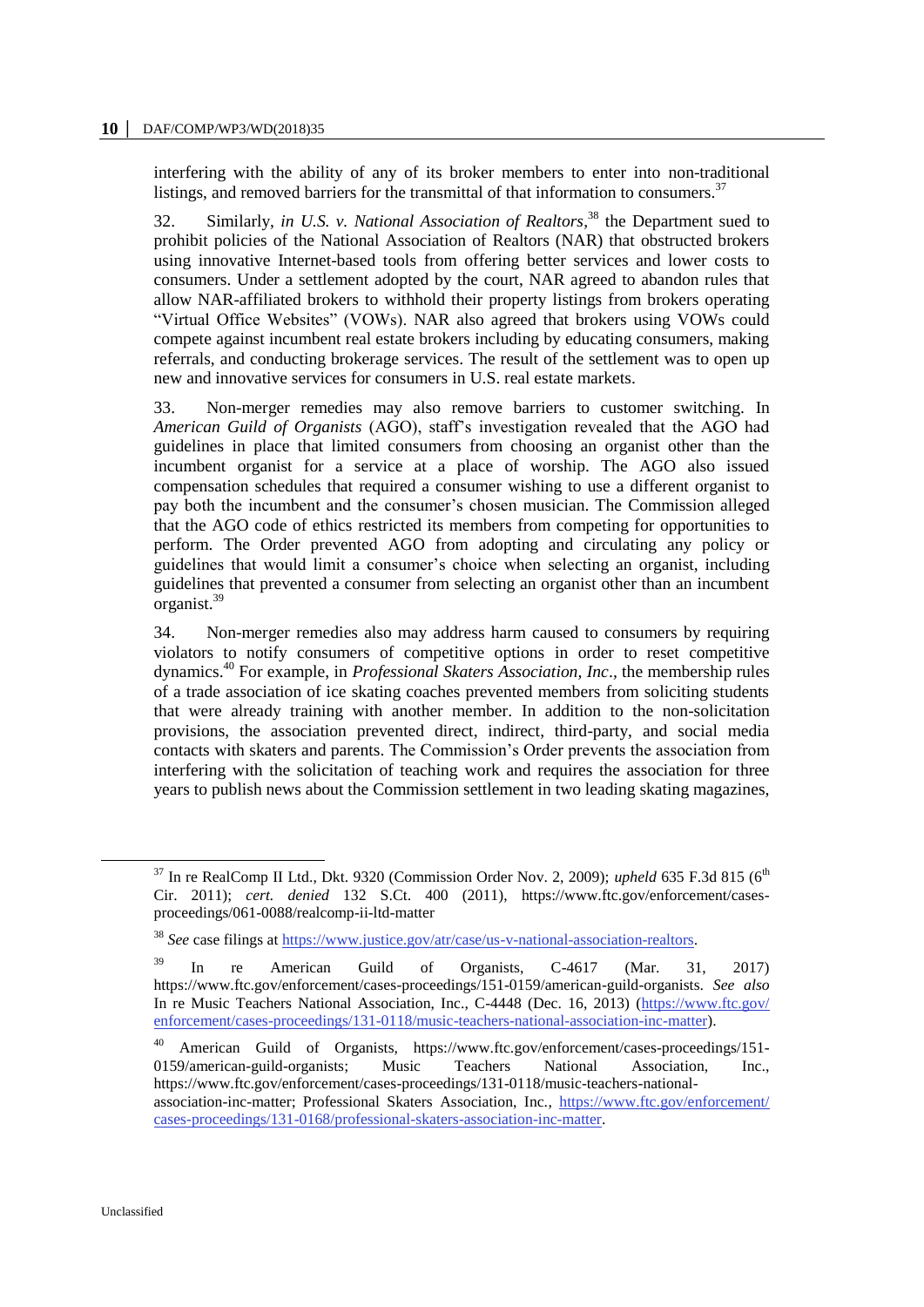interfering with the ability of any of its broker members to enter into non-traditional listings, and removed barriers for the transmittal of that information to consumers.[37]

32. Similarly, *in U.S. v. National Association of Realtors*,[38] the Department sued to prohibit policies of the National Association of Realtors (NAR) that obstructed brokers using innovative Internet-based tools from offering better services and lower costs to consumers. Under a settlement adopted by the court, NAR agreed to abandon rules that allow NAR-affiliated brokers to withhold their property listings from brokers operating "Virtual Office Websites" (VOWs). NAR also agreed that brokers using VOWs could compete against incumbent real estate brokers including by educating consumers, making referrals, and conducting brokerage services. The result of the settlement was to open up new and innovative services for consumers in U.S. real estate markets.

33. Non-merger remedies may also remove barriers to customer switching. In *American Guild of Organists* (AGO), staff's investigation revealed that the AGO had guidelines in place that limited consumers from choosing an organist other than the incumbent organist for a service at a place of worship. The AGO also issued compensation schedules that required a consumer wishing to use a different organist to pay both the incumbent and the consumer's chosen musician. The Commission alleged that the AGO code of ethics restricted its members from competing for opportunities to perform. The Order prevented AGO from adopting and circulating any policy or guidelines that would limit a consumer's choice when selecting an organist, including guidelines that prevented a consumer from selecting an organist other than an incumbent organist.[39]

34. Non-merger remedies also may address harm caused to consumers by requiring violators to notify consumers of competitive options in order to reset competitive dynamics.[40] For example, in *Professional Skaters Association, Inc*., the membership rules of a trade association of ice skating coaches prevented members from soliciting students that were already training with another member. In addition to the non-solicitation provisions, the association prevented direct, indirect, third-party, and social media contacts with skaters and parents. The Commission's Order prevents the association from interfering with the solicitation of teaching work and requires the association for three years to publish news about the Commission settlement in two leading skating magazines,

---

[37] In re RealComp II Ltd., Dkt. 9320 (Commission Order Nov. 2, 2009); *upheld* 635 F.3d 815 (6th Cir. 2011); *cert. denied* 132 S.Ct. 400 (2011), https://www.ftc.gov/enforcement/cases-proceedings/061-0088/realcomp-ii-ltd-matter

[38] *See* case filings at https://www.justice.gov/atr/case/us-v-national-association-realtors.

[39] In re American Guild of Organists, C-4617 (Mar. 31, 2017) https://www.ftc.gov/enforcement/cases-proceedings/151-0159/american-guild-organists. *See also* In re Music Teachers National Association, Inc., C-4448 (Dec. 16, 2013) (https://www.ftc.gov/enforcement/cases-proceedings/131-0118/music-teachers-national-association-inc-matter).

[40] American Guild of Organists, https://www.ftc.gov/enforcement/cases-proceedings/151-0159/american-guild-organists; Music Teachers National Association, Inc., https://www.ftc.gov/enforcement/cases-proceedings/131-0118/music-teachers-national-association-inc-matter; Professional Skaters Association, Inc., https://www.ftc.gov/enforcement/cases-proceedings/131-0168/professional-skaters-association-inc-matter.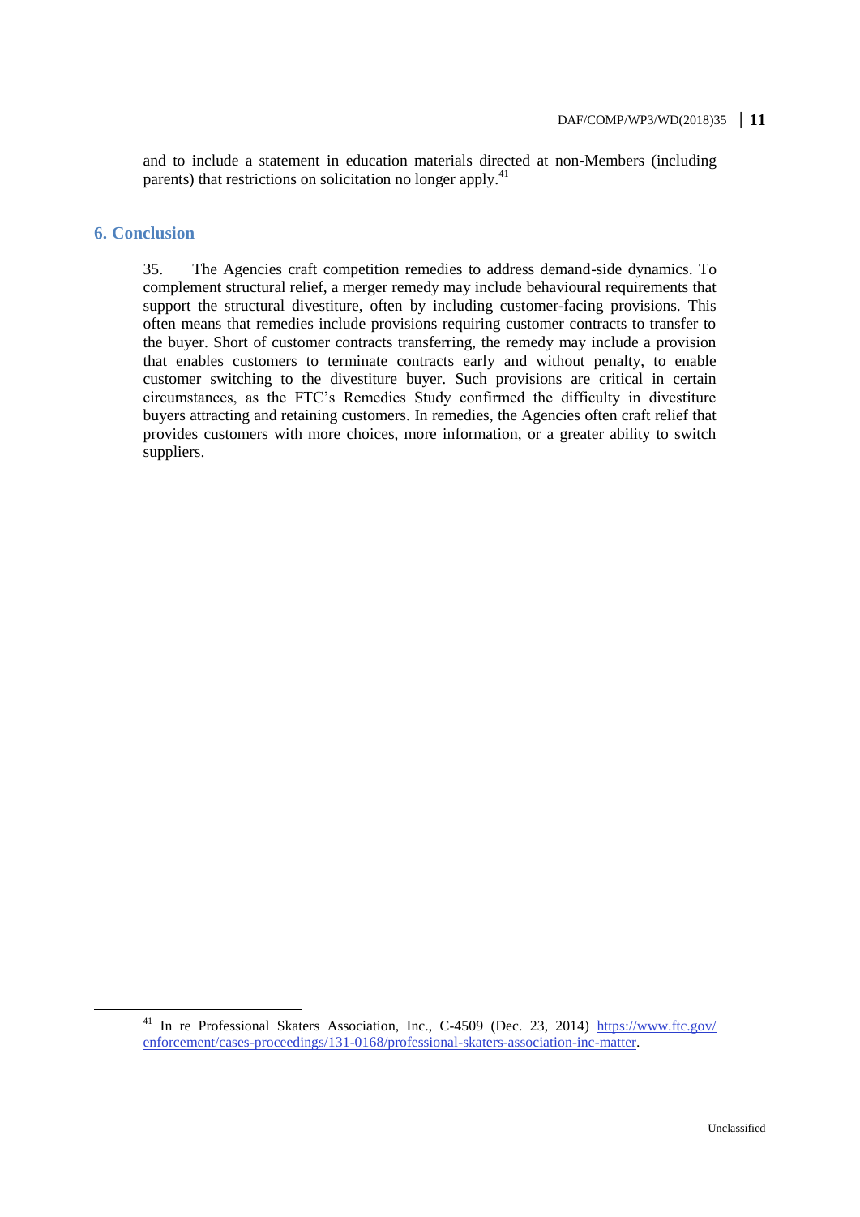and to include a statement in education materials directed at non-Members (including parents) that restrictions on solicitation no longer apply.[41]

## 6. Conclusion

35. The Agencies craft competition remedies to address demand-side dynamics. To complement structural relief, a merger remedy may include behavioural requirements that support the structural divestiture, often by including customer-facing provisions. This often means that remedies include provisions requiring customer contracts to transfer to the buyer. Short of customer contracts transferring, the remedy may include a provision that enables customers to terminate contracts early and without penalty, to enable customer switching to the divestiture buyer. Such provisions are critical in certain circumstances, as the FTC's Remedies Study confirmed the difficulty in divestiture buyers attracting and retaining customers. In remedies, the Agencies often craft relief that provides customers with more choices, more information, or a greater ability to switch suppliers.

[41] In re Professional Skaters Association, Inc., C-4509 (Dec. 23, 2014) https://www.ftc.gov/enforcement/cases-proceedings/131-0168/professional-skaters-association-inc-matter.